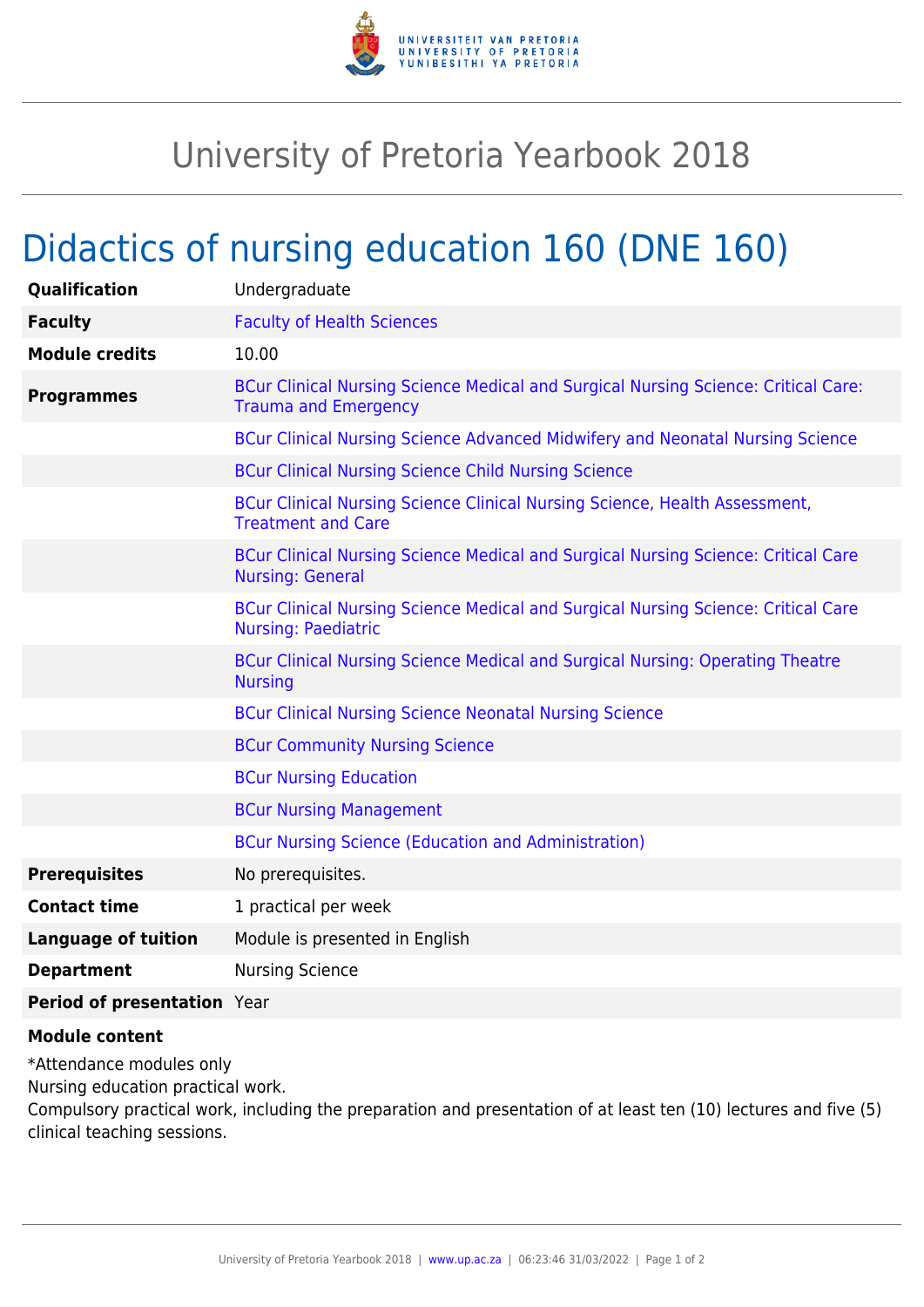# University of Pretoria Yearbook 2018

## Didactics of nursing education 160 (DNE 160)

| | |
|---|---|
| **Qualification** | Undergraduate |
| **Faculty** | Faculty of Health Sciences |
| **Module credits** | 10.00 |
| **Programmes** | BCur Clinical Nursing Science Medical and Surgical Nursing Science: Critical Care: Trauma and Emergency |
| | BCur Clinical Nursing Science Advanced Midwifery and Neonatal Nursing Science |
| | BCur Clinical Nursing Science Child Nursing Science |
| | BCur Clinical Nursing Science Clinical Nursing Science, Health Assessment, Treatment and Care |
| | BCur Clinical Nursing Science Medical and Surgical Nursing Science: Critical Care Nursing: General |
| | BCur Clinical Nursing Science Medical and Surgical Nursing Science: Critical Care Nursing: Paediatric |
| | BCur Clinical Nursing Science Medical and Surgical Nursing: Operating Theatre Nursing |
| | BCur Clinical Nursing Science Neonatal Nursing Science |
| | BCur Community Nursing Science |
| | BCur Nursing Education |
| | BCur Nursing Management |
| | BCur Nursing Science (Education and Administration) |
| **Prerequisites** | No prerequisites. |
| **Contact time** | 1 practical per week |
| **Language of tuition** | Module is presented in English |
| **Department** | Nursing Science |
| **Period of presentation** | Year |

**Module content**

*Attendance modules only

Nursing education practical work.

Compulsory practical work, including the preparation and presentation of at least ten (10) lectures and five (5) clinical teaching sessions.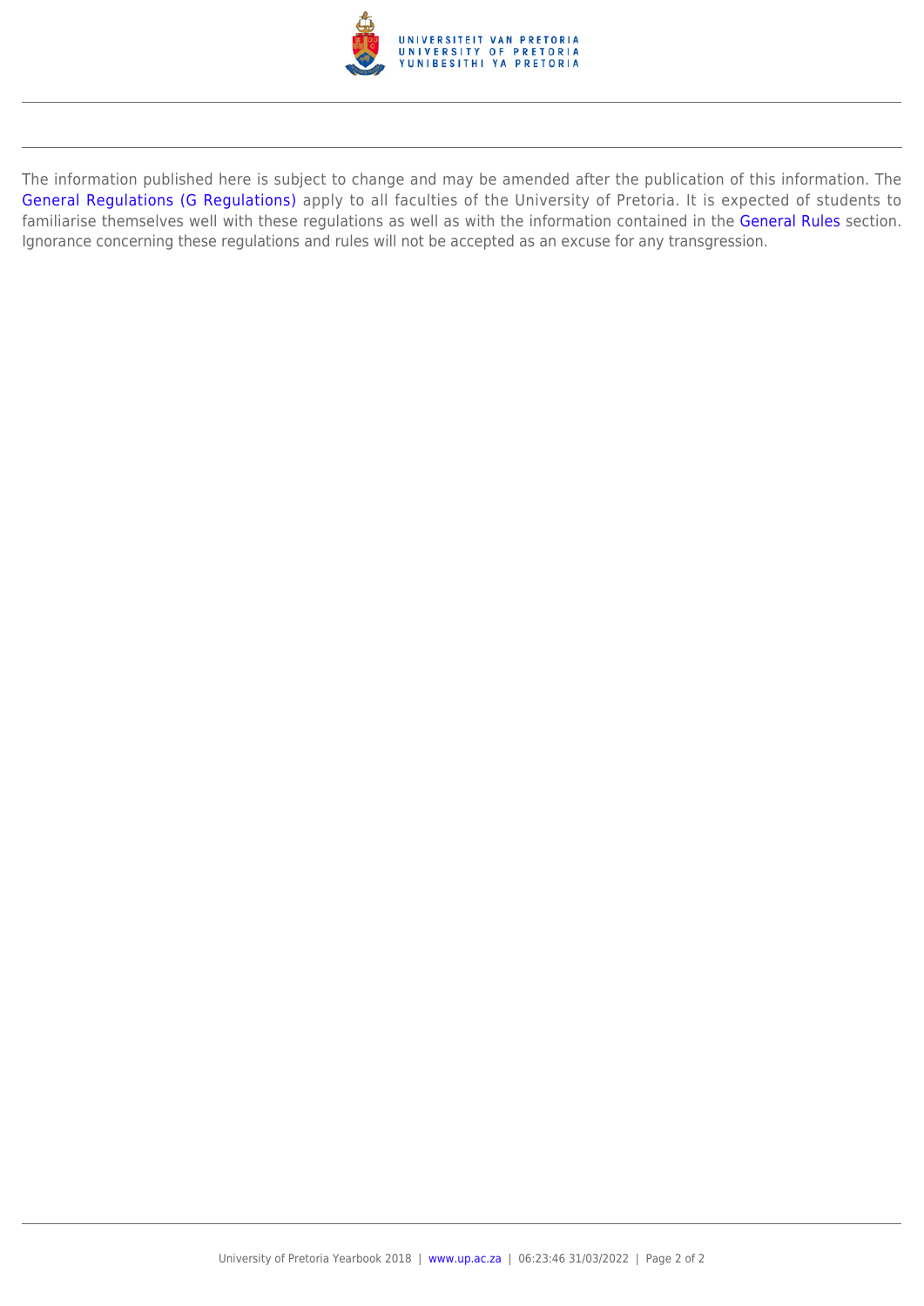The information published here is subject to change and may be amended after the publication of this information. The General Regulations (G Regulations) apply to all faculties of the University of Pretoria. It is expected of students to familiarise themselves well with these regulations as well as with the information contained in the General Rules section. Ignorance concerning these regulations and rules will not be accepted as an excuse for any transgression.